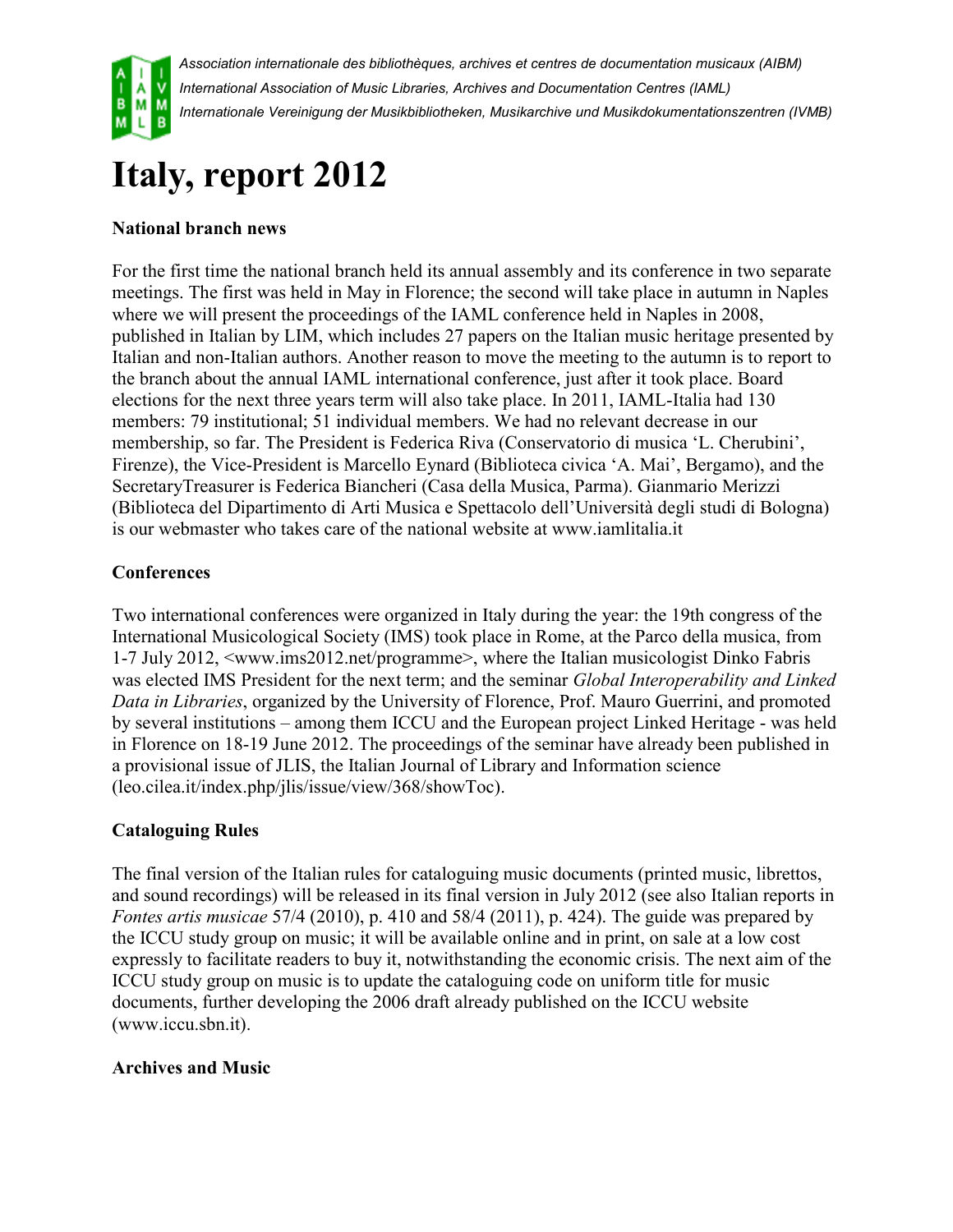*Association internationale des bibliothèques, archives et centres de documentation musicaux (AIBM)*
*International Association of Music Libraries, Archives and Documentation Centres (IAML)*
*Internationale Vereinigung der Musikbibliotheken, Musikarchive und Musikdokumentationszentren (IVMB)*

# Italy, report 2012

**National branch news**

For the first time the national branch held its annual assembly and its conference in two separate meetings. The first was held in May in Florence; the second will take place in autumn in Naples where we will present the proceedings of the IAML conference held in Naples in 2008, published in Italian by LIM, which includes 27 papers on the Italian music heritage presented by Italian and non-Italian authors. Another reason to move the meeting to the autumn is to report to the branch about the annual IAML international conference, just after it took place. Board elections for the next three years term will also take place. In 2011, IAML-Italia had 130 members: 79 institutional; 51 individual members. We had no relevant decrease in our membership, so far. The President is Federica Riva (Conservatorio di musica 'L. Cherubini', Firenze), the Vice-President is Marcello Eynard (Biblioteca civica 'A. Mai', Bergamo), and the SecretaryTreasurer is Federica Biancheri (Casa della Musica, Parma). Gianmario Merizzi (Biblioteca del Dipartimento di Arti Musica e Spettacolo dell'Università degli studi di Bologna) is our webmaster who takes care of the national website at www.iamlitalia.it

**Conferences**

Two international conferences were organized in Italy during the year: the 19th congress of the International Musicological Society (IMS) took place in Rome, at the Parco della musica, from 1-7 July 2012, <www.ims2012.net/programme>, where the Italian musicologist Dinko Fabris was elected IMS President for the next term; and the seminar *Global Interoperability and Linked Data in Libraries*, organized by the University of Florence, Prof. Mauro Guerrini, and promoted by several institutions – among them ICCU and the European project Linked Heritage - was held in Florence on 18-19 June 2012. The proceedings of the seminar have already been published in a provisional issue of JLIS, the Italian Journal of Library and Information science (leo.cilea.it/index.php/jlis/issue/view/368/showToc).

**Cataloguing Rules**

The final version of the Italian rules for cataloguing music documents (printed music, librettos, and sound recordings) will be released in its final version in July 2012 (see also Italian reports in *Fontes artis musicae* 57/4 (2010), p. 410 and 58/4 (2011), p. 424). The guide was prepared by the ICCU study group on music; it will be available online and in print, on sale at a low cost expressly to facilitate readers to buy it, notwithstanding the economic crisis. The next aim of the ICCU study group on music is to update the cataloguing code on uniform title for music documents, further developing the 2006 draft already published on the ICCU website (www.iccu.sbn.it).

**Archives and Music**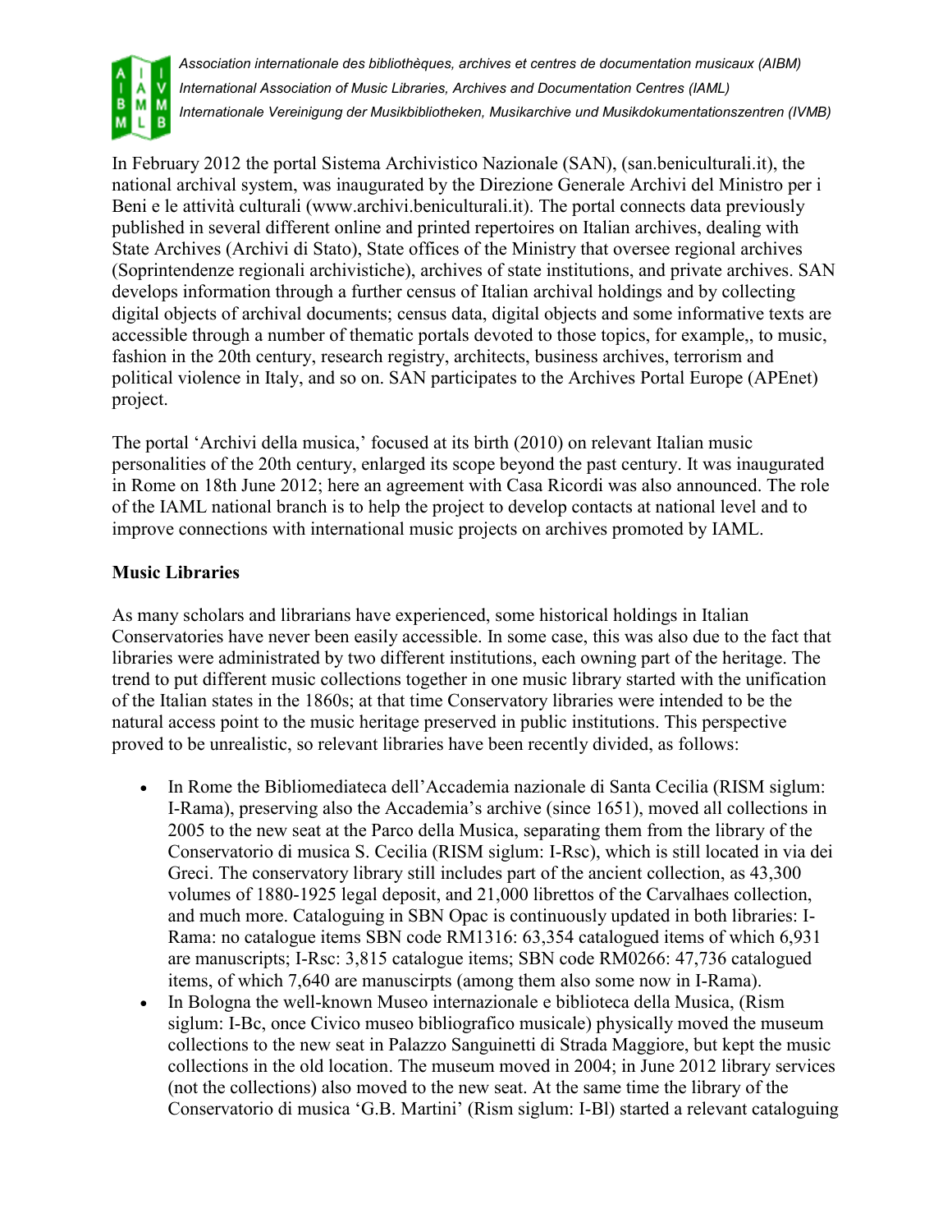In February 2012 the portal Sistema Archivistico Nazionale (SAN), (san.beniculturali.it), the national archival system, was inaugurated by the Direzione Generale Archivi del Ministro per i Beni e le attività culturali (www.archivi.beniculturali.it). The portal connects data previously published in several different online and printed repertoires on Italian archives, dealing with State Archives (Archivi di Stato), State offices of the Ministry that oversee regional archives (Soprintendenze regionali archivistiche), archives of state institutions, and private archives. SAN develops information through a further census of Italian archival holdings and by collecting digital objects of archival documents; census data, digital objects and some informative texts are accessible through a number of thematic portals devoted to those topics, for example,, to music, fashion in the 20th century, research registry, architects, business archives, terrorism and political violence in Italy, and so on. SAN participates to the Archives Portal Europe (APEnet) project.

The portal 'Archivi della musica,' focused at its birth (2010) on relevant Italian music personalities of the 20th century, enlarged its scope beyond the past century. It was inaugurated in Rome on 18th June 2012; here an agreement with Casa Ricordi was also announced. The role of the IAML national branch is to help the project to develop contacts at national level and to improve connections with international music projects on archives promoted by IAML.

## Music Libraries

As many scholars and librarians have experienced, some historical holdings in Italian Conservatories have never been easily accessible. In some case, this was also due to the fact that libraries were administrated by two different institutions, each owning part of the heritage. The trend to put different music collections together in one music library started with the unification of the Italian states in the 1860s; at that time Conservatory libraries were intended to be the natural access point to the music heritage preserved in public institutions. This perspective proved to be unrealistic, so relevant libraries have been recently divided, as follows:

- In Rome the Bibliomediateca dell'Accademia nazionale di Santa Cecilia (RISM siglum: I-Rama), preserving also the Accademia's archive (since 1651), moved all collections in 2005 to the new seat at the Parco della Musica, separating them from the library of the Conservatorio di musica S. Cecilia (RISM siglum: I-Rsc), which is still located in via dei Greci. The conservatory library still includes part of the ancient collection, as 43,300 volumes of 1880-1925 legal deposit, and 21,000 librettos of the Carvalhaes collection, and much more. Cataloguing in SBN Opac is continuously updated in both libraries: I-Rama: no catalogue items SBN code RM1316: 63,354 catalogued items of which 6,931 are manuscripts; I-Rsc: 3,815 catalogue items; SBN code RM0266: 47,736 catalogued items, of which 7,640 are manuscirpts (among them also some now in I-Rama).
- In Bologna the well-known Museo internazionale e biblioteca della Musica, (Rism siglum: I-Bc, once Civico museo bibliografico musicale) physically moved the museum collections to the new seat in Palazzo Sanguinetti di Strada Maggiore, but kept the music collections in the old location. The museum moved in 2004; in June 2012 library services (not the collections) also moved to the new seat. At the same time the library of the Conservatorio di musica 'G.B. Martini' (Rism siglum: I-Bl) started a relevant cataloguing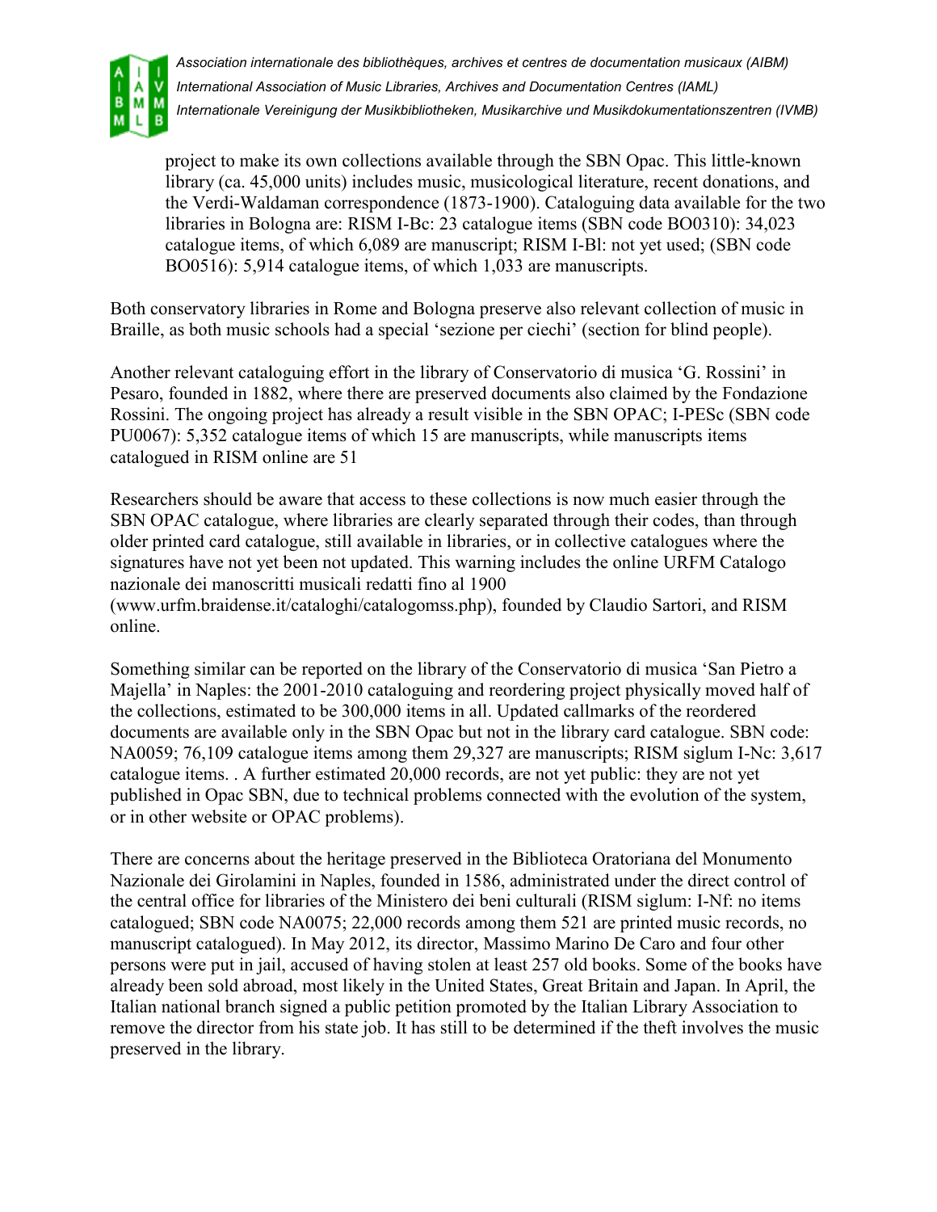project to make its own collections available through the SBN Opac. This little-known library (ca. 45,000 units) includes music, musicological literature, recent donations, and the Verdi-Waldaman correspondence (1873-1900). Cataloguing data available for the two libraries in Bologna are: RISM I-Bc: 23 catalogue items (SBN code BO0310): 34,023 catalogue items, of which 6,089 are manuscript; RISM I-Bl: not yet used; (SBN code BO0516): 5,914 catalogue items, of which 1,033 are manuscripts.

Both conservatory libraries in Rome and Bologna preserve also relevant collection of music in Braille, as both music schools had a special 'sezione per ciechi' (section for blind people).

Another relevant cataloguing effort in the library of Conservatorio di musica 'G. Rossini' in Pesaro, founded in 1882, where there are preserved documents also claimed by the Fondazione Rossini. The ongoing project has already a result visible in the SBN OPAC; I-PESc (SBN code PU0067): 5,352 catalogue items of which 15 are manuscripts, while manuscripts items catalogued in RISM online are 51

Researchers should be aware that access to these collections is now much easier through the SBN OPAC catalogue, where libraries are clearly separated through their codes, than through older printed card catalogue, still available in libraries, or in collective catalogues where the signatures have not yet been not updated. This warning includes the online URFM Catalogo nazionale dei manoscritti musicali redatti fino al 1900 (www.urfm.braidense.it/cataloghi/catalogomss.php), founded by Claudio Sartori, and RISM online.

Something similar can be reported on the library of the Conservatorio di musica 'San Pietro a Majella' in Naples: the 2001-2010 cataloguing and reordering project physically moved half of the collections, estimated to be 300,000 items in all. Updated callmarks of the reordered documents are available only in the SBN Opac but not in the library card catalogue. SBN code: NA0059; 76,109 catalogue items among them 29,327 are manuscripts; RISM siglum I-Nc: 3,617 catalogue items. . A further estimated 20,000 records, are not yet public: they are not yet published in Opac SBN, due to technical problems connected with the evolution of the system, or in other website or OPAC problems).

There are concerns about the heritage preserved in the Biblioteca Oratoriana del Monumento Nazionale dei Girolamini in Naples, founded in 1586, administrated under the direct control of the central office for libraries of the Ministero dei beni culturali (RISM siglum: I-Nf: no items catalogued; SBN code NA0075; 22,000 records among them 521 are printed music records, no manuscript catalogued). In May 2012, its director, Massimo Marino De Caro and four other persons were put in jail, accused of having stolen at least 257 old books. Some of the books have already been sold abroad, most likely in the United States, Great Britain and Japan. In April, the Italian national branch signed a public petition promoted by the Italian Library Association to remove the director from his state job. It has still to be determined if the theft involves the music preserved in the library.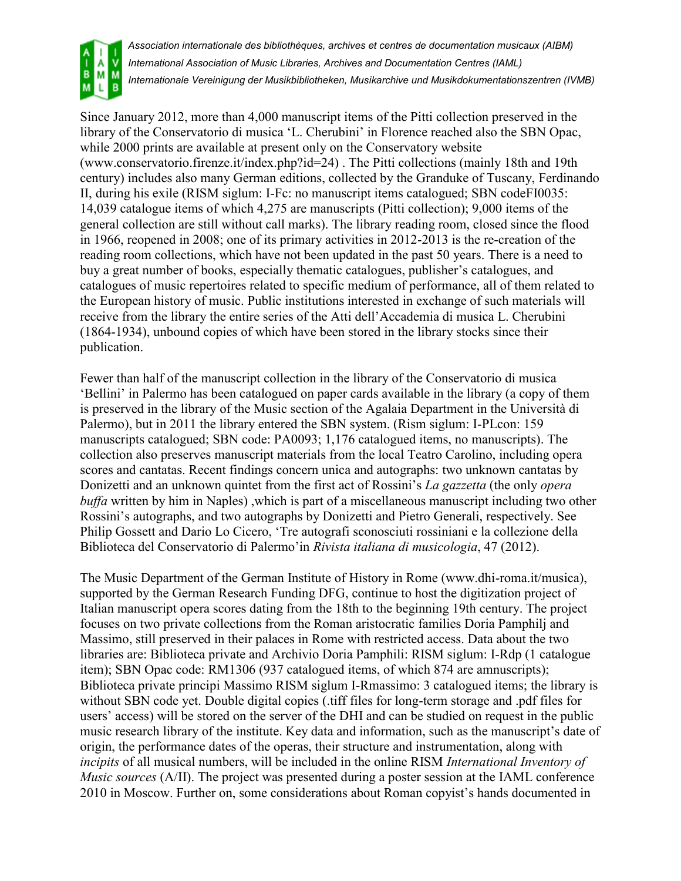Since January 2012, more than 4,000 manuscript items of the Pitti collection preserved in the library of the Conservatorio di musica 'L. Cherubini' in Florence reached also the SBN Opac, while 2000 prints are available at present only on the Conservatory website (www.conservatorio.firenze.it/index.php?id=24) . The Pitti collections (mainly 18th and 19th century) includes also many German editions, collected by the Granduke of Tuscany, Ferdinando II, during his exile (RISM siglum: I-Fc: no manuscript items catalogued; SBN codeFI0035: 14,039 catalogue items of which 4,275 are manuscripts (Pitti collection); 9,000 items of the general collection are still without call marks). The library reading room, closed since the flood in 1966, reopened in 2008; one of its primary activities in 2012-2013 is the re-creation of the reading room collections, which have not been updated in the past 50 years. There is a need to buy a great number of books, especially thematic catalogues, publisher's catalogues, and catalogues of music repertoires related to specific medium of performance, all of them related to the European history of music. Public institutions interested in exchange of such materials will receive from the library the entire series of the Atti dell'Accademia di musica L. Cherubini (1864-1934), unbound copies of which have been stored in the library stocks since their publication.

Fewer than half of the manuscript collection in the library of the Conservatorio di musica 'Bellini' in Palermo has been catalogued on paper cards available in the library (a copy of them is preserved in the library of the Music section of the Agalaia Department in the Università di Palermo), but in 2011 the library entered the SBN system. (Rism siglum: I-PLcon: 159 manuscripts catalogued; SBN code: PA0093; 1,176 catalogued items, no manuscripts). The collection also preserves manuscript materials from the local Teatro Carolino, including opera scores and cantatas. Recent findings concern unica and autographs: two unknown cantatas by Donizetti and an unknown quintet from the first act of Rossini's *La gazzetta* (the only *opera buffa* written by him in Naples) ,which is part of a miscellaneous manuscript including two other Rossini's autographs, and two autographs by Donizetti and Pietro Generali, respectively. See Philip Gossett and Dario Lo Cicero, 'Tre autografi sconosciuti rossiniani e la collezione della Biblioteca del Conservatorio di Palermo'in *Rivista italiana di musicologia*, 47 (2012).

The Music Department of the German Institute of History in Rome (www.dhi-roma.it/musica), supported by the German Research Funding DFG, continue to host the digitization project of Italian manuscript opera scores dating from the 18th to the beginning 19th century. The project focuses on two private collections from the Roman aristocratic families Doria Pamphilj and Massimo, still preserved in their palaces in Rome with restricted access. Data about the two libraries are: Biblioteca private and Archivio Doria Pamphili: RISM siglum: I-Rdp (1 catalogue item); SBN Opac code: RM1306 (937 catalogued items, of which 874 are amnuscripts); Biblioteca private principi Massimo RISM siglum I-Rmassimo: 3 catalogued items; the library is without SBN code yet. Double digital copies (.tiff files for long-term storage and .pdf files for users' access) will be stored on the server of the DHI and can be studied on request in the public music research library of the institute. Key data and information, such as the manuscript's date of origin, the performance dates of the operas, their structure and instrumentation, along with *incipits* of all musical numbers, will be included in the online RISM *International Inventory of Music sources* (A/II). The project was presented during a poster session at the IAML conference 2010 in Moscow. Further on, some considerations about Roman copyist's hands documented in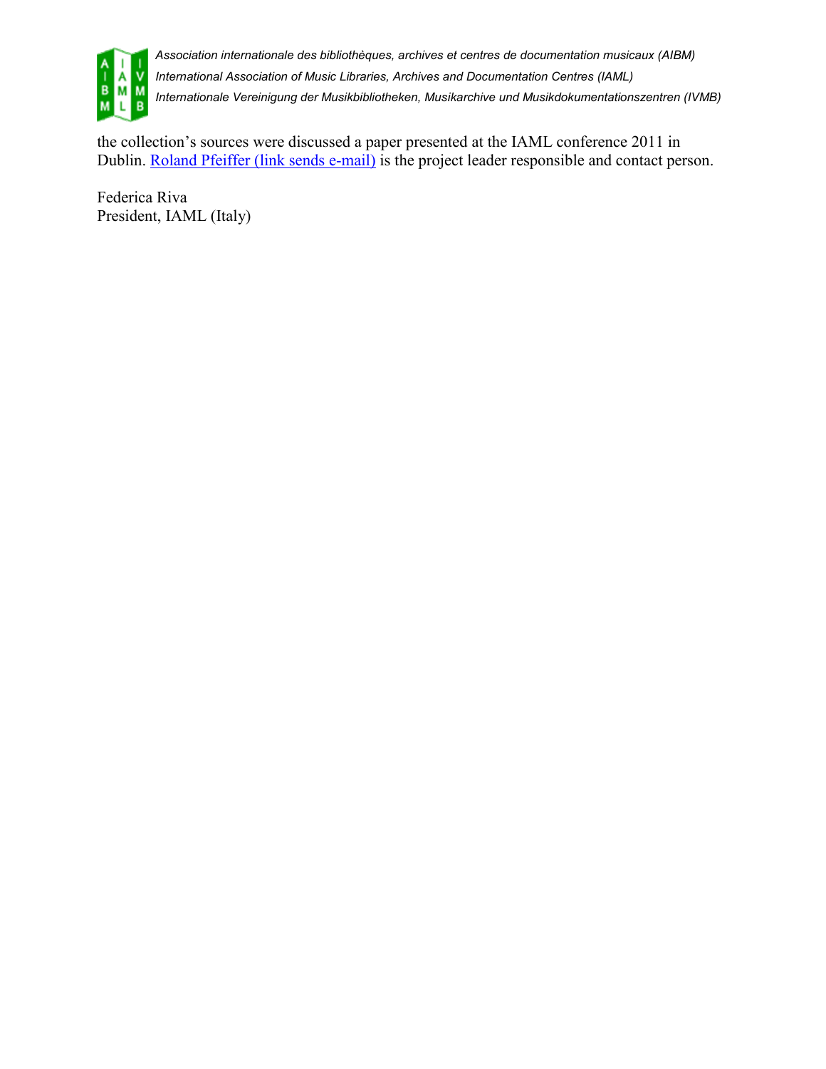the collection's sources were discussed a paper presented at the IAML conference 2011 in Dublin. [Roland Pfeiffer (link sends e-mail)] is the project leader responsible and contact person.

Federica Riva  
President, IAML (Italy)